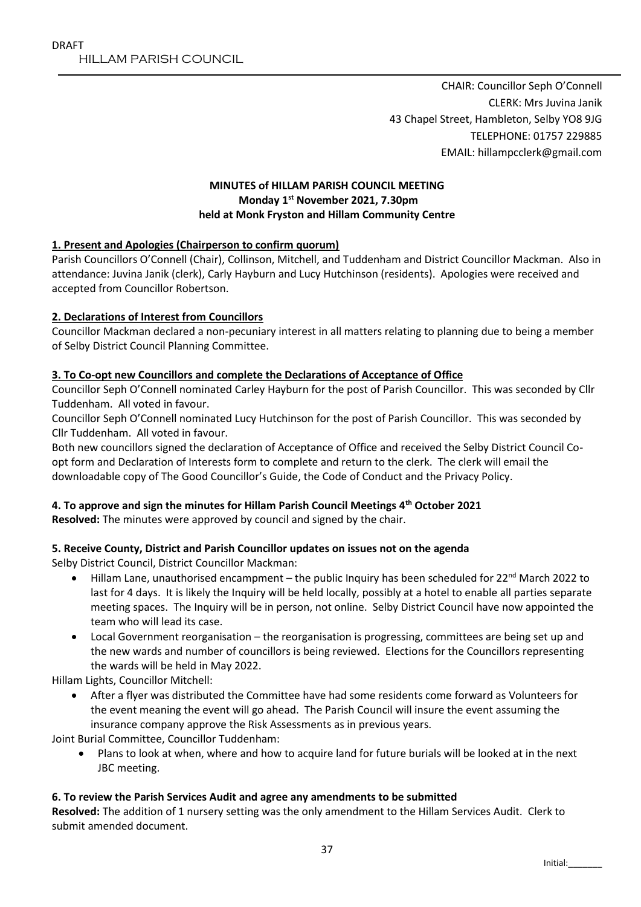DRAFT

HILLAM PARISH COUNCIL

CHAIR: Councillor Seph O'Connell
CLERK: Mrs Juvina Janik
43 Chapel Street, Hambleton, Selby YO8 9JG
TELEPHONE: 01757 229885
EMAIL: hillampcclerk@gmail.com

**MINUTES of HILLAM PARISH COUNCIL MEETING**
**Monday 1st November 2021, 7.30pm**
**held at Monk Fryston and Hillam Community Centre**

**1. Present and Apologies (Chairperson to confirm quorum)**

Parish Councillors O'Connell (Chair), Collinson, Mitchell, and Tuddenham and District Councillor Mackman. Also in attendance: Juvina Janik (clerk), Carly Hayburn and Lucy Hutchinson (residents). Apologies were received and accepted from Councillor Robertson.

**2. Declarations of Interest from Councillors**

Councillor Mackman declared a non-pecuniary interest in all matters relating to planning due to being a member of Selby District Council Planning Committee.

**3. To Co-opt new Councillors and complete the Declarations of Acceptance of Office**

Councillor Seph O'Connell nominated Carley Hayburn for the post of Parish Councillor. This was seconded by Cllr Tuddenham. All voted in favour.

Councillor Seph O'Connell nominated Lucy Hutchinson for the post of Parish Councillor. This was seconded by Cllr Tuddenham. All voted in favour.

Both new councillors signed the declaration of Acceptance of Office and received the Selby District Council Co-opt form and Declaration of Interests form to complete and return to the clerk. The clerk will email the downloadable copy of The Good Councillor's Guide, the Code of Conduct and the Privacy Policy.

**4. To approve and sign the minutes for Hillam Parish Council Meetings 4th October 2021**

**Resolved:** The minutes were approved by council and signed by the chair.

**5. Receive County, District and Parish Councillor updates on issues not on the agenda**

Selby District Council, District Councillor Mackman:

- Hillam Lane, unauthorised encampment – the public Inquiry has been scheduled for 22nd March 2022 to last for 4 days. It is likely the Inquiry will be held locally, possibly at a hotel to enable all parties separate meeting spaces. The Inquiry will be in person, not online. Selby District Council have now appointed the team who will lead its case.
- Local Government reorganisation – the reorganisation is progressing, committees are being set up and the new wards and number of councillors is being reviewed. Elections for the Councillors representing the wards will be held in May 2022.

Hillam Lights, Councillor Mitchell:

- After a flyer was distributed the Committee have had some residents come forward as Volunteers for the event meaning the event will go ahead. The Parish Council will insure the event assuming the insurance company approve the Risk Assessments as in previous years.

Joint Burial Committee, Councillor Tuddenham:

- Plans to look at when, where and how to acquire land for future burials will be looked at in the next JBC meeting.

**6. To review the Parish Services Audit and agree any amendments to be submitted**

**Resolved:** The addition of 1 nursery setting was the only amendment to the Hillam Services Audit. Clerk to submit amended document.

Initial:_______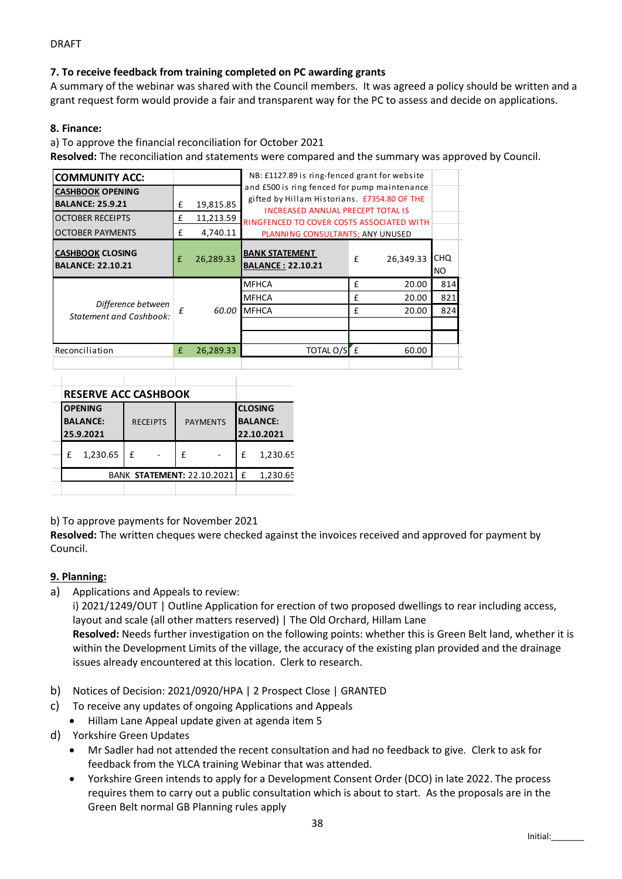DRAFT

**7. To receive feedback from training completed on PC awarding grants**

A summary of the webinar was shared with the Council members. It was agreed a policy should be written and a grant request form would provide a fair and transparent way for the PC to assess and decide on applications.

**8. Finance:**

a) To approve the financial reconciliation for October 2021

**Resolved:** The reconciliation and statements were compared and the summary was approved by Council.

| **COMMUNITY ACC:** | | NB: £1127.89 is ring-fenced grant for website and £500 is ring fenced for pump maintenance gifted by Hillam Historians. £7354.80 OF THE INCREASED ANNUAL PRECEPT TOTAL IS RINGFENCED TO COVER COSTS ASSOCIATED WITH PLANNING CONSULTANTS; ANY UNUSED | | |
|---|---|---|---|---|
| **CASHBOOK OPENING BALANCE: 25.9.21** | £ 19,815.85 | | | |
| OCTOBER RECEIPTS | £ 11,213.59 | | | |
| OCTOBER PAYMENTS | £ 4,740.11 | | | |
| **CASHBOOK CLOSING BALANCE: 22.10.21** | £ 26,289.33 | **BANK STATEMENT BALANCE : 22.10.21** | £ 26,349.33 | CHQ NO |
| *Difference between Statement and Cashbook:* | *£ 60.00* | MFHCA | £ 20.00 | 814 |
| | | MFHCA | £ 20.00 | 821 |
| | | MFHCA | £ 20.00 | 824 |
| Reconciliation | £ 26,289.33 | TOTAL O/S | £ 60.00 | |

| **RESERVE ACC CASHBOOK** | | | |
|---|---|---|---|
| **OPENING BALANCE: 25.9.2021** | RECEIPTS | PAYMENTS | **CLOSING BALANCE: 22.10.2021** |
| £ 1,230.65 | £ - | £ - | £ 1,230.65 |
| | | BANK **STATEMENT:** 22.10.2021 | £ 1,230.65 |

b) To approve payments for November 2021

**Resolved:** The written cheques were checked against the invoices received and approved for payment by Council.

**9. Planning:**

a) Applications and Appeals to review:

i) 2021/1249/OUT | Outline Application for erection of two proposed dwellings to rear including access, layout and scale (all other matters reserved) | The Old Orchard, Hillam Lane

**Resolved:** Needs further investigation on the following points: whether this is Green Belt land, whether it is within the Development Limits of the village, the accuracy of the existing plan provided and the drainage issues already encountered at this location. Clerk to research.

b) Notices of Decision: 2021/0920/HPA | 2 Prospect Close | GRANTED

c) To receive any updates of ongoing Applications and Appeals

- Hillam Lane Appeal update given at agenda item 5

d) Yorkshire Green Updates

- Mr Sadler had not attended the recent consultation and had no feedback to give. Clerk to ask for feedback from the YLCA training Webinar that was attended.
- Yorkshire Green intends to apply for a Development Consent Order (DCO) in late 2022. The process requires them to carry out a public consultation which is about to start. As the proposals are in the Green Belt normal GB Planning rules apply

Initial:_______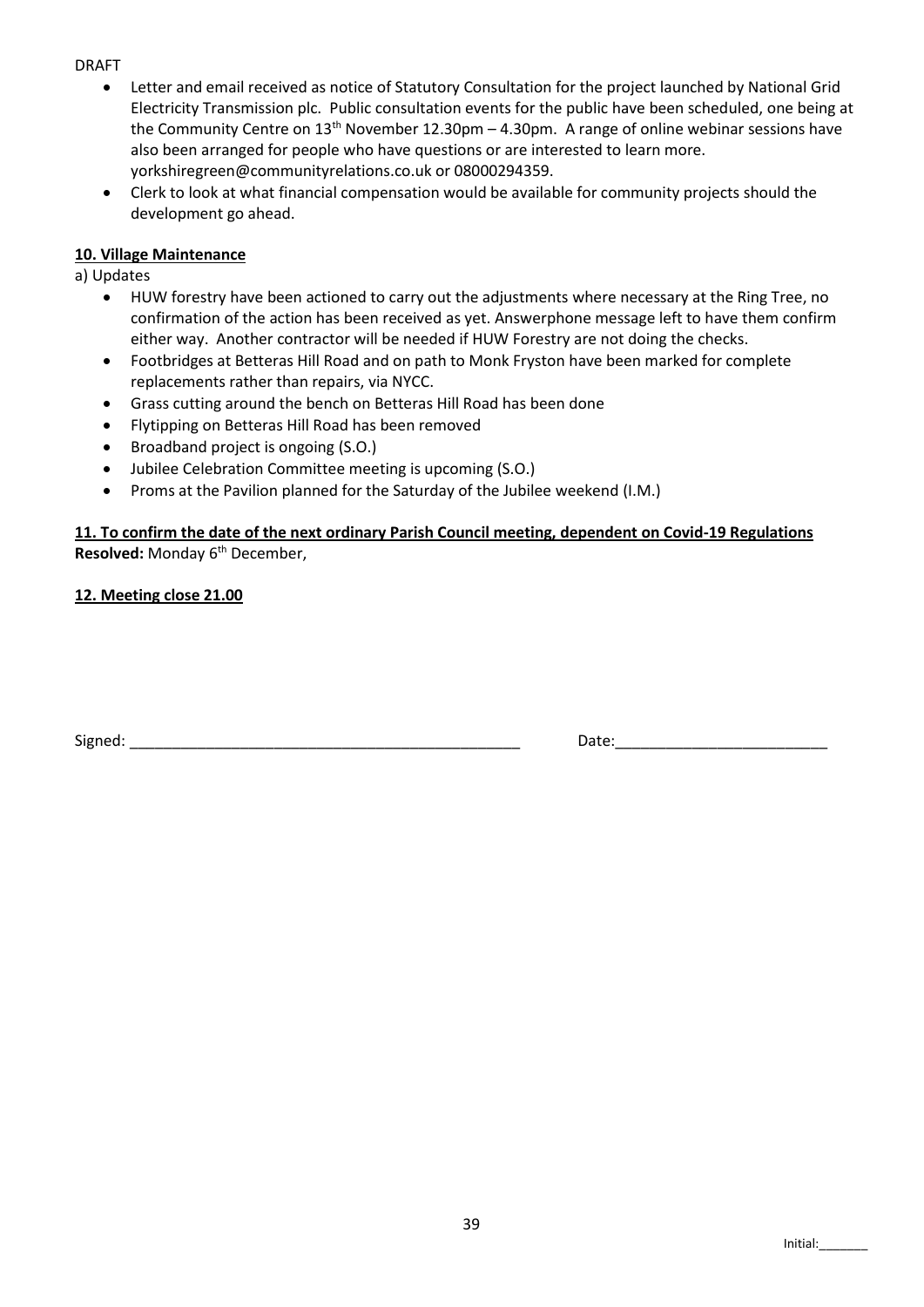DRAFT

- Letter and email received as notice of Statutory Consultation for the project launched by National Grid Electricity Transmission plc. Public consultation events for the public have been scheduled, one being at the Community Centre on 13th November 12.30pm – 4.30pm. A range of online webinar sessions have also been arranged for people who have questions or are interested to learn more. yorkshiregreen@communityrelations.co.uk or 08000294359.
- Clerk to look at what financial compensation would be available for community projects should the development go ahead.

**10. Village Maintenance**

a) Updates

- HUW forestry have been actioned to carry out the adjustments where necessary at the Ring Tree, no confirmation of the action has been received as yet. Answerphone message left to have them confirm either way. Another contractor will be needed if HUW Forestry are not doing the checks.
- Footbridges at Betteras Hill Road and on path to Monk Fryston have been marked for complete replacements rather than repairs, via NYCC.
- Grass cutting around the bench on Betteras Hill Road has been done
- Flytipping on Betteras Hill Road has been removed
- Broadband project is ongoing (S.O.)
- Jubilee Celebration Committee meeting is upcoming (S.O.)
- Proms at the Pavilion planned for the Saturday of the Jubilee weekend (I.M.)

**11. To confirm the date of the next ordinary Parish Council meeting, dependent on Covid-19 Regulations**

**Resolved:** Monday 6th December,

**12. Meeting close 21.00**

Signed: _______________________________________________ Date:_________________________

Initial:_______